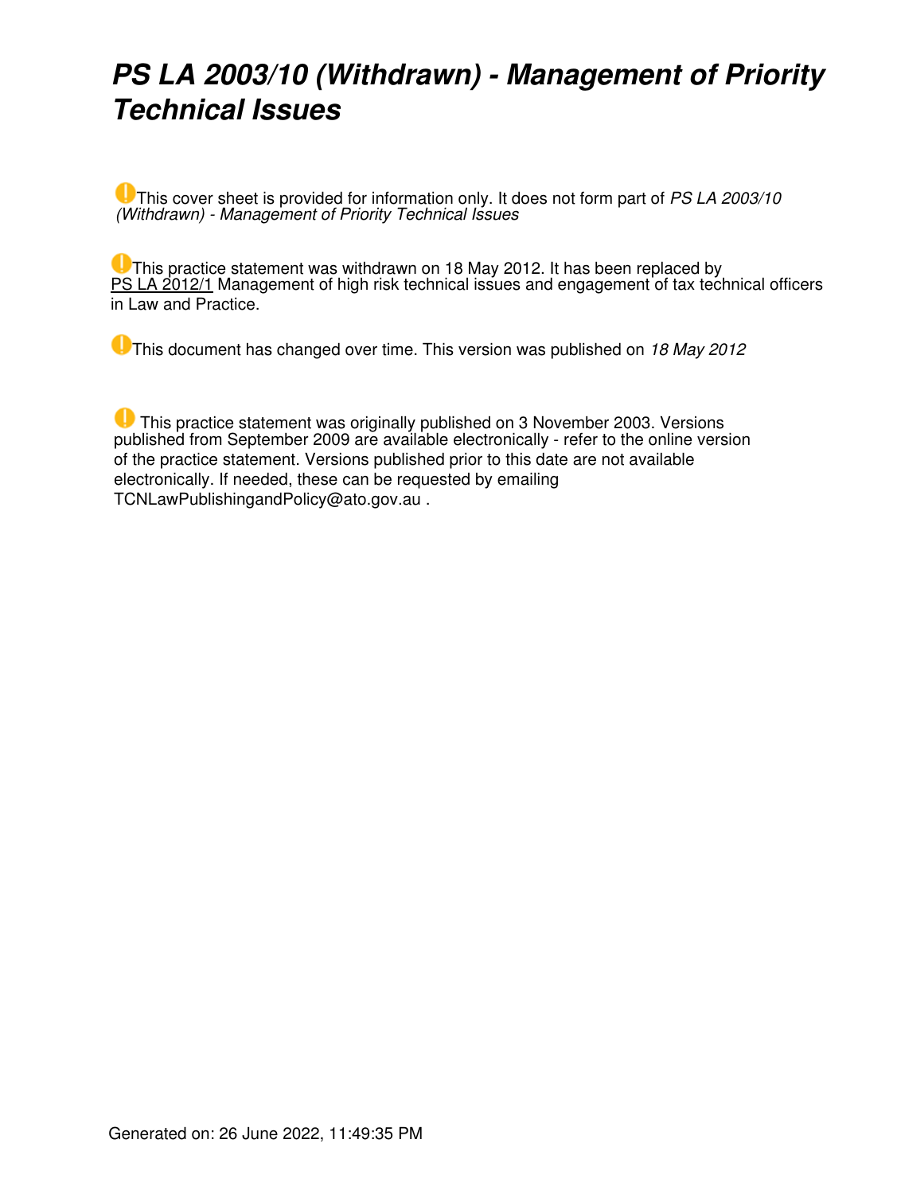# *PS LA 2003/10 (Withdrawn) - Management of Priority Technical Issues*

This cover sheet is provided for information only. It does not form part of *PS LA 2003/10 (Withdrawn) - Management of Priority Technical Issues*

This practice statement was withdrawn on 18 May 2012. It has been replaced by PS LA 2012/1 Management of high risk technical issues and engagement of tax technical officers in Law and Practice.

This document has changed over time. This version was published on *18 May 2012*

This practice statement was originally published on 3 November 2003. Versions published from September 2009 are available electronically - refer to the online version of the practice statement. Versions published prior to this date are not available electronically. If needed, these can be requested by emailing TCNLawPublishingandPolicy@ato.gov.au .

Generated on: 26 June 2022, 11:49:35 PM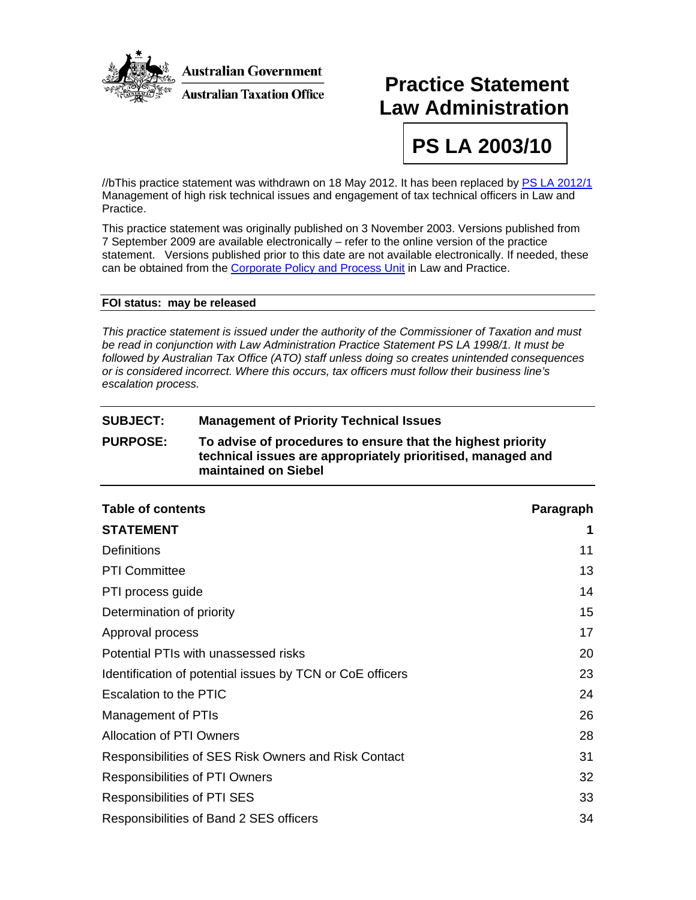Australian Government
Australian Taxation Office

# Practice Statement Law Administration

# PS LA 2003/10

//bThis practice statement was withdrawn on 18 May 2012. It has been replaced by [PS LA 2012/1](#) Management of high risk technical issues and engagement of tax technical officers in Law and Practice.

This practice statement was originally published on 3 November 2003. Versions published from 7 September 2009 are available electronically – refer to the online version of the practice statement. Versions published prior to this date are not available electronically. If needed, these can be obtained from the [Corporate Policy and Process Unit](#) in Law and Practice.

**FOI status: may be released**

*This practice statement is issued under the authority of the Commissioner of Taxation and must be read in conjunction with Law Administration Practice Statement PS LA 1998/1. It must be followed by Australian Tax Office (ATO) staff unless doing so creates unintended consequences or is considered incorrect. Where this occurs, tax officers must follow their business line's escalation process.*

**SUBJECT:** **Management of Priority Technical Issues**

**PURPOSE:** **To advise of procedures to ensure that the highest priority technical issues are appropriately prioritised, managed and maintained on Siebel**

| **Table of contents** | **Paragraph** |
|---|---|
| **STATEMENT** | **1** |
| Definitions | 11 |
| PTI Committee | 13 |
| PTI process guide | 14 |
| Determination of priority | 15 |
| Approval process | 17 |
| Potential PTIs with unassessed risks | 20 |
| Identification of potential issues by TCN or CoE officers | 23 |
| Escalation to the PTIC | 24 |
| Management of PTIs | 26 |
| Allocation of PTI Owners | 28 |
| Responsibilities of SES Risk Owners and Risk Contact | 31 |
| Responsibilities of PTI Owners | 32 |
| Responsibilities of PTI SES | 33 |
| Responsibilities of Band 2 SES officers | 34 |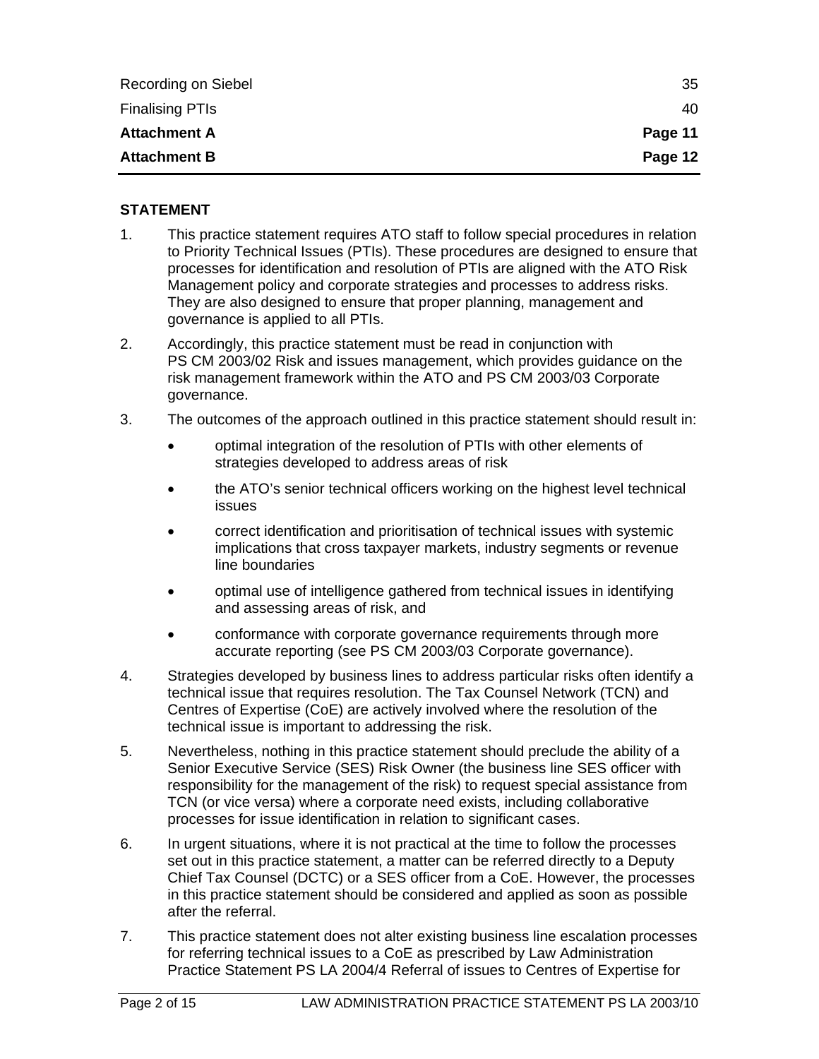| | |
|---|---|
| Recording on Siebel | 35 |
| Finalising PTIs | 40 |
| **Attachment A** | **Page 11** |
| **Attachment B** | **Page 12** |

## STATEMENT

1. This practice statement requires ATO staff to follow special procedures in relation to Priority Technical Issues (PTIs). These procedures are designed to ensure that processes for identification and resolution of PTIs are aligned with the ATO Risk Management policy and corporate strategies and processes to address risks. They are also designed to ensure that proper planning, management and governance is applied to all PTIs.

2. Accordingly, this practice statement must be read in conjunction with PS CM 2003/02 Risk and issues management, which provides guidance on the risk management framework within the ATO and PS CM 2003/03 Corporate governance.

3. The outcomes of the approach outlined in this practice statement should result in:

   - optimal integration of the resolution of PTIs with other elements of strategies developed to address areas of risk
   - the ATO's senior technical officers working on the highest level technical issues
   - correct identification and prioritisation of technical issues with systemic implications that cross taxpayer markets, industry segments or revenue line boundaries
   - optimal use of intelligence gathered from technical issues in identifying and assessing areas of risk, and
   - conformance with corporate governance requirements through more accurate reporting (see PS CM 2003/03 Corporate governance).

4. Strategies developed by business lines to address particular risks often identify a technical issue that requires resolution. The Tax Counsel Network (TCN) and Centres of Expertise (CoE) are actively involved where the resolution of the technical issue is important to addressing the risk.

5. Nevertheless, nothing in this practice statement should preclude the ability of a Senior Executive Service (SES) Risk Owner (the business line SES officer with responsibility for the management of the risk) to request special assistance from TCN (or vice versa) where a corporate need exists, including collaborative processes for issue identification in relation to significant cases.

6. In urgent situations, where it is not practical at the time to follow the processes set out in this practice statement, a matter can be referred directly to a Deputy Chief Tax Counsel (DCTC) or a SES officer from a CoE. However, the processes in this practice statement should be considered and applied as soon as possible after the referral.

7. This practice statement does not alter existing business line escalation processes for referring technical issues to a CoE as prescribed by Law Administration Practice Statement PS LA 2004/4 Referral of issues to Centres of Expertise for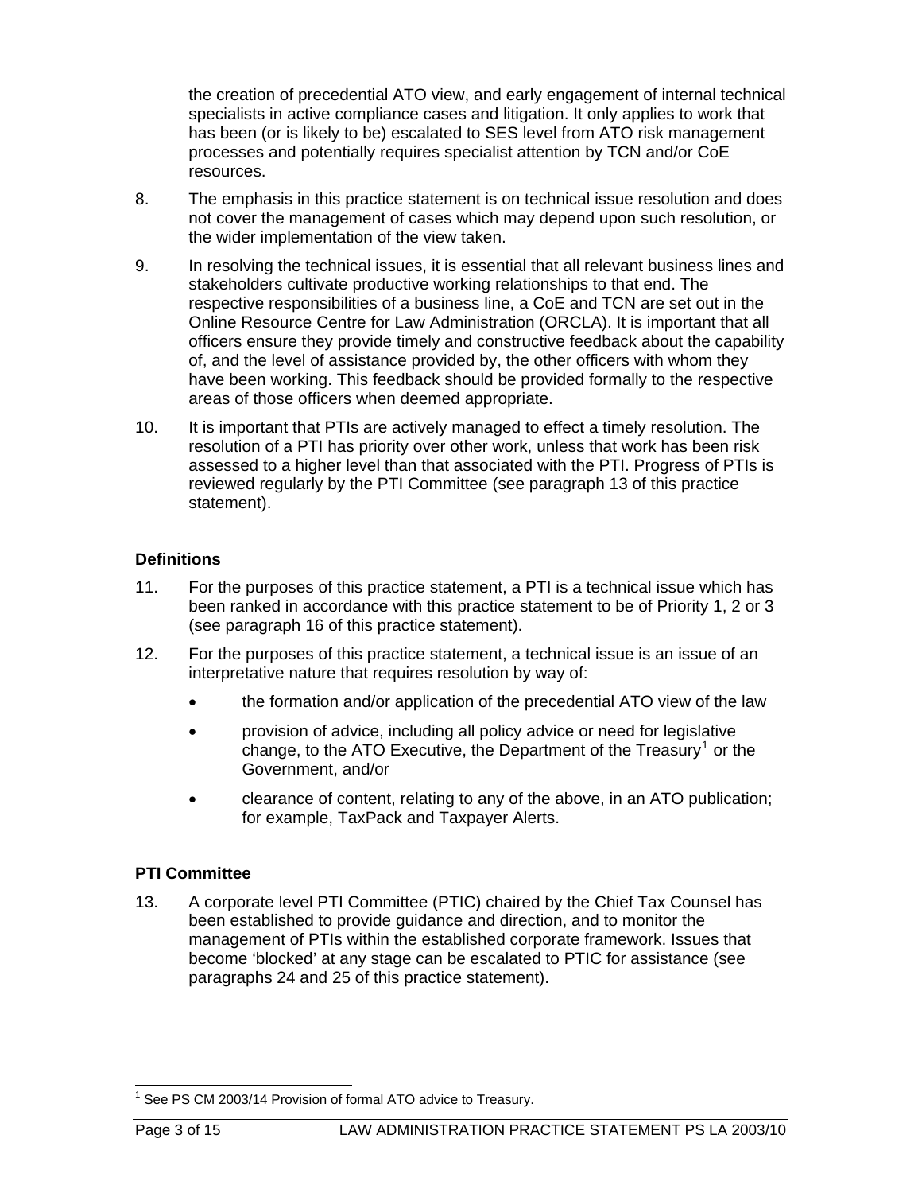the creation of precedential ATO view, and early engagement of internal technical specialists in active compliance cases and litigation. It only applies to work that has been (or is likely to be) escalated to SES level from ATO risk management processes and potentially requires specialist attention by TCN and/or CoE resources.

8. The emphasis in this practice statement is on technical issue resolution and does not cover the management of cases which may depend upon such resolution, or the wider implementation of the view taken.

9. In resolving the technical issues, it is essential that all relevant business lines and stakeholders cultivate productive working relationships to that end. The respective responsibilities of a business line, a CoE and TCN are set out in the Online Resource Centre for Law Administration (ORCLA). It is important that all officers ensure they provide timely and constructive feedback about the capability of, and the level of assistance provided by, the other officers with whom they have been working. This feedback should be provided formally to the respective areas of those officers when deemed appropriate.

10. It is important that PTIs are actively managed to effect a timely resolution. The resolution of a PTI has priority over other work, unless that work has been risk assessed to a higher level than that associated with the PTI. Progress of PTIs is reviewed regularly by the PTI Committee (see paragraph 13 of this practice statement).

### Definitions

11. For the purposes of this practice statement, a PTI is a technical issue which has been ranked in accordance with this practice statement to be of Priority 1, 2 or 3 (see paragraph 16 of this practice statement).

12. For the purposes of this practice statement, a technical issue is an issue of an interpretative nature that requires resolution by way of:

- the formation and/or application of the precedential ATO view of the law
- provision of advice, including all policy advice or need for legislative change, to the ATO Executive, the Department of the Treasury[1] or the Government, and/or
- clearance of content, relating to any of the above, in an ATO publication; for example, TaxPack and Taxpayer Alerts.

### PTI Committee

13. A corporate level PTI Committee (PTIC) chaired by the Chief Tax Counsel has been established to provide guidance and direction, and to monitor the management of PTIs within the established corporate framework. Issues that become 'blocked' at any stage can be escalated to PTIC for assistance (see paragraphs 24 and 25 of this practice statement).

[1] See PS CM 2003/14 Provision of formal ATO advice to Treasury.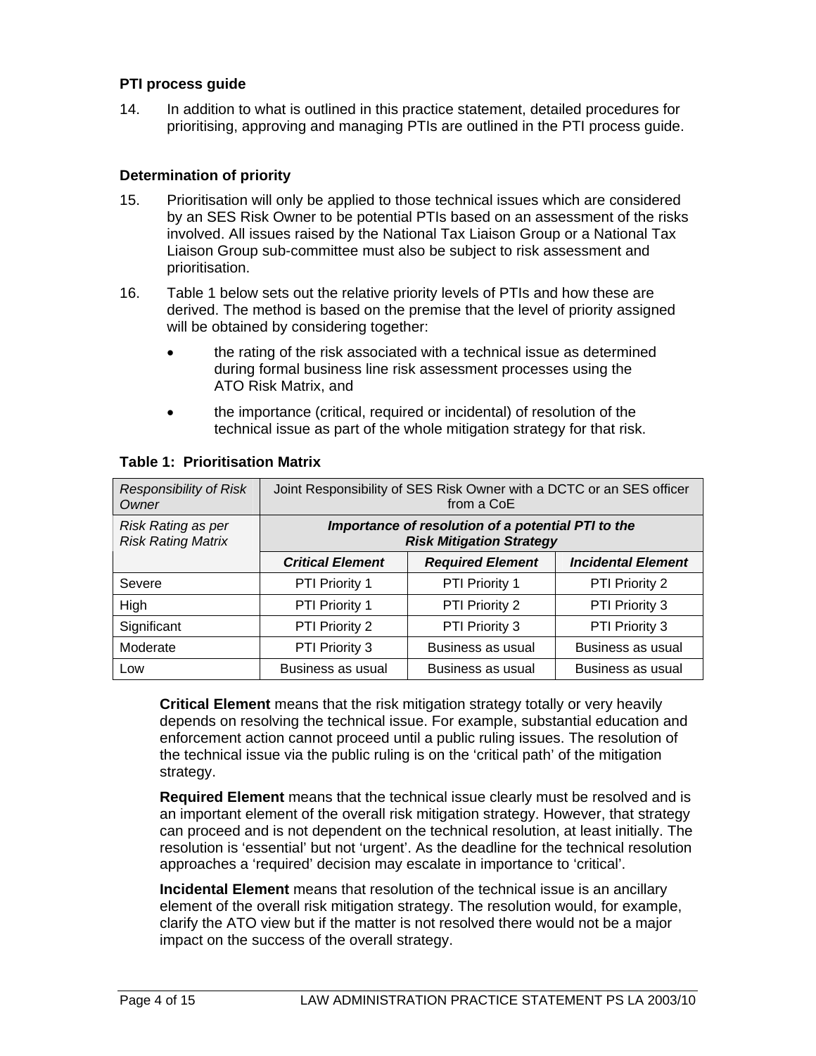### PTI process guide

14. In addition to what is outlined in this practice statement, detailed procedures for prioritising, approving and managing PTIs are outlined in the PTI process guide.

### Determination of priority

15. Prioritisation will only be applied to those technical issues which are considered by an SES Risk Owner to be potential PTIs based on an assessment of the risks involved. All issues raised by the National Tax Liaison Group or a National Tax Liaison Group sub-committee must also be subject to risk assessment and prioritisation.

16. Table 1 below sets out the relative priority levels of PTIs and how these are derived. The method is based on the premise that the level of priority assigned will be obtained by considering together:

- the rating of the risk associated with a technical issue as determined during formal business line risk assessment processes using the ATO Risk Matrix, and
- the importance (critical, required or incidental) of resolution of the technical issue as part of the whole mitigation strategy for that risk.

**Table 1: Prioritisation Matrix**

| *Responsibility of Risk Owner* | Joint Responsibility of SES Risk Owner with a DCTC or an SES officer from a CoE | | |
|---|---|---|---|
| *Risk Rating as per Risk Rating Matrix* | ***Importance of resolution of a potential PTI to the Risk Mitigation Strategy*** | | |
| | ***Critical Element*** | ***Required Element*** | ***Incidental Element*** |
| Severe | PTI Priority 1 | PTI Priority 1 | PTI Priority 2 |
| High | PTI Priority 1 | PTI Priority 2 | PTI Priority 3 |
| Significant | PTI Priority 2 | PTI Priority 3 | PTI Priority 3 |
| Moderate | PTI Priority 3 | Business as usual | Business as usual |
| Low | Business as usual | Business as usual | Business as usual |

**Critical Element** means that the risk mitigation strategy totally or very heavily depends on resolving the technical issue. For example, substantial education and enforcement action cannot proceed until a public ruling issues. The resolution of the technical issue via the public ruling is on the 'critical path' of the mitigation strategy.

**Required Element** means that the technical issue clearly must be resolved and is an important element of the overall risk mitigation strategy. However, that strategy can proceed and is not dependent on the technical resolution, at least initially. The resolution is 'essential' but not 'urgent'. As the deadline for the technical resolution approaches a 'required' decision may escalate in importance to 'critical'.

**Incidental Element** means that resolution of the technical issue is an ancillary element of the overall risk mitigation strategy. The resolution would, for example, clarify the ATO view but if the matter is not resolved there would not be a major impact on the success of the overall strategy.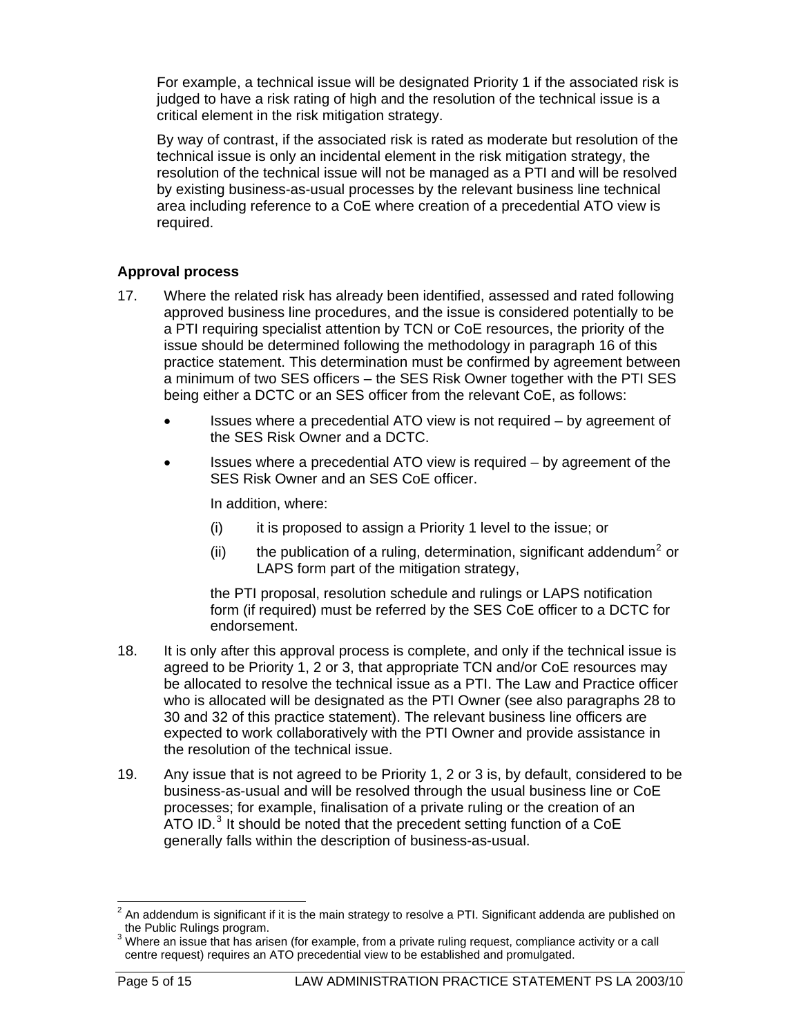For example, a technical issue will be designated Priority 1 if the associated risk is judged to have a risk rating of high and the resolution of the technical issue is a critical element in the risk mitigation strategy.

By way of contrast, if the associated risk is rated as moderate but resolution of the technical issue is only an incidental element in the risk mitigation strategy, the resolution of the technical issue will not be managed as a PTI and will be resolved by existing business-as-usual processes by the relevant business line technical area including reference to a CoE where creation of a precedential ATO view is required.

### Approval process

17. Where the related risk has already been identified, assessed and rated following approved business line procedures, and the issue is considered potentially to be a PTI requiring specialist attention by TCN or CoE resources, the priority of the issue should be determined following the methodology in paragraph 16 of this practice statement. This determination must be confirmed by agreement between a minimum of two SES officers – the SES Risk Owner together with the PTI SES being either a DCTC or an SES officer from the relevant CoE, as follows:

    - Issues where a precedential ATO view is not required – by agreement of the SES Risk Owner and a DCTC.
    - Issues where a precedential ATO view is required – by agreement of the SES Risk Owner and an SES CoE officer.

      In addition, where:

      (i) it is proposed to assign a Priority 1 level to the issue; or

      (ii) the publication of a ruling, determination, significant addendum[2] or LAPS form part of the mitigation strategy,

      the PTI proposal, resolution schedule and rulings or LAPS notification form (if required) must be referred by the SES CoE officer to a DCTC for endorsement.

18. It is only after this approval process is complete, and only if the technical issue is agreed to be Priority 1, 2 or 3, that appropriate TCN and/or CoE resources may be allocated to resolve the technical issue as a PTI. The Law and Practice officer who is allocated will be designated as the PTI Owner (see also paragraphs 28 to 30 and 32 of this practice statement). The relevant business line officers are expected to work collaboratively with the PTI Owner and provide assistance in the resolution of the technical issue.

19. Any issue that is not agreed to be Priority 1, 2 or 3 is, by default, considered to be business-as-usual and will be resolved through the usual business line or CoE processes; for example, finalisation of a private ruling or the creation of an ATO ID.[3] It should be noted that the precedent setting function of a CoE generally falls within the description of business-as-usual.

---

[2] An addendum is significant if it is the main strategy to resolve a PTI. Significant addenda are published on the Public Rulings program.

[3] Where an issue that has arisen (for example, from a private ruling request, compliance activity or a call centre request) requires an ATO precedential view to be established and promulgated.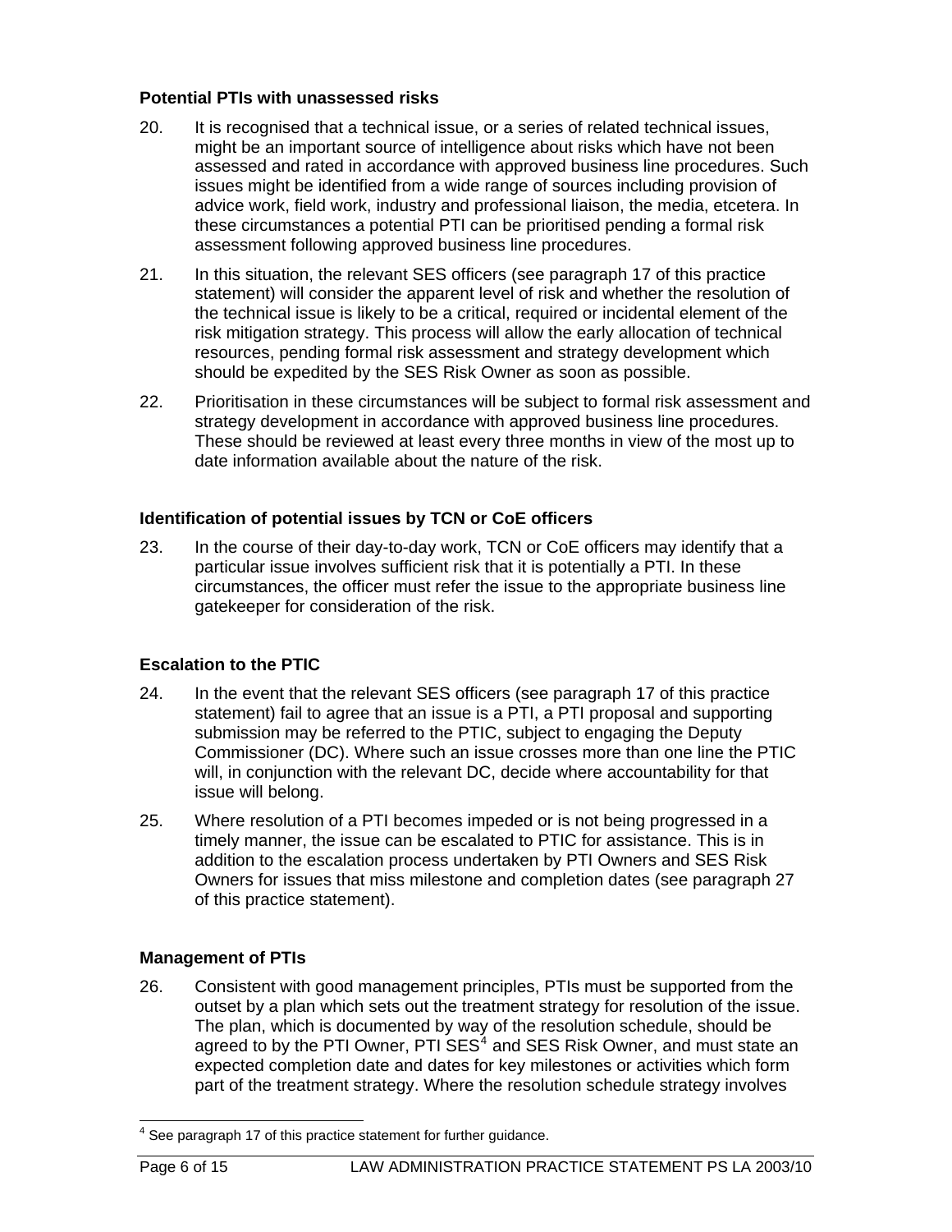### Potential PTIs with unassessed risks

20. It is recognised that a technical issue, or a series of related technical issues, might be an important source of intelligence about risks which have not been assessed and rated in accordance with approved business line procedures. Such issues might be identified from a wide range of sources including provision of advice work, field work, industry and professional liaison, the media, etcetera. In these circumstances a potential PTI can be prioritised pending a formal risk assessment following approved business line procedures.

21. In this situation, the relevant SES officers (see paragraph 17 of this practice statement) will consider the apparent level of risk and whether the resolution of the technical issue is likely to be a critical, required or incidental element of the risk mitigation strategy. This process will allow the early allocation of technical resources, pending formal risk assessment and strategy development which should be expedited by the SES Risk Owner as soon as possible.

22. Prioritisation in these circumstances will be subject to formal risk assessment and strategy development in accordance with approved business line procedures. These should be reviewed at least every three months in view of the most up to date information available about the nature of the risk.

### Identification of potential issues by TCN or CoE officers

23. In the course of their day-to-day work, TCN or CoE officers may identify that a particular issue involves sufficient risk that it is potentially a PTI. In these circumstances, the officer must refer the issue to the appropriate business line gatekeeper for consideration of the risk.

### Escalation to the PTIC

24. In the event that the relevant SES officers (see paragraph 17 of this practice statement) fail to agree that an issue is a PTI, a PTI proposal and supporting submission may be referred to the PTIC, subject to engaging the Deputy Commissioner (DC). Where such an issue crosses more than one line the PTIC will, in conjunction with the relevant DC, decide where accountability for that issue will belong.

25. Where resolution of a PTI becomes impeded or is not being progressed in a timely manner, the issue can be escalated to PTIC for assistance. This is in addition to the escalation process undertaken by PTI Owners and SES Risk Owners for issues that miss milestone and completion dates (see paragraph 27 of this practice statement).

### Management of PTIs

26. Consistent with good management principles, PTIs must be supported from the outset by a plan which sets out the treatment strategy for resolution of the issue. The plan, which is documented by way of the resolution schedule, should be agreed to by the PTI Owner, PTI SES[4] and SES Risk Owner, and must state an expected completion date and dates for key milestones or activities which form part of the treatment strategy. Where the resolution schedule strategy involves

[4] See paragraph 17 of this practice statement for further guidance.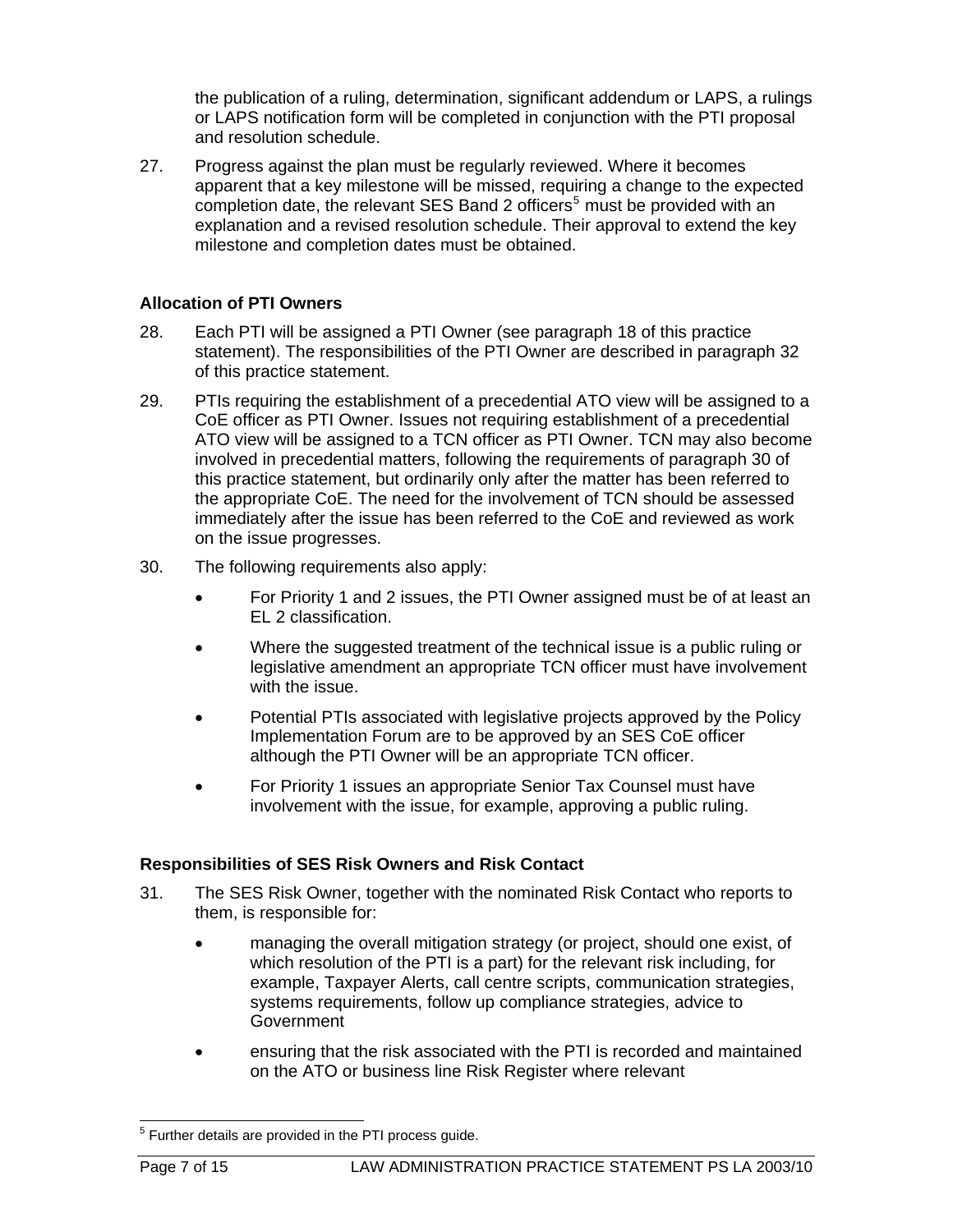the publication of a ruling, determination, significant addendum or LAPS, a rulings or LAPS notification form will be completed in conjunction with the PTI proposal and resolution schedule.

27. Progress against the plan must be regularly reviewed. Where it becomes apparent that a key milestone will be missed, requiring a change to the expected completion date, the relevant SES Band 2 officers[5] must be provided with an explanation and a revised resolution schedule. Their approval to extend the key milestone and completion dates must be obtained.

### Allocation of PTI Owners

28. Each PTI will be assigned a PTI Owner (see paragraph 18 of this practice statement). The responsibilities of the PTI Owner are described in paragraph 32 of this practice statement.

29. PTIs requiring the establishment of a precedential ATO view will be assigned to a CoE officer as PTI Owner. Issues not requiring establishment of a precedential ATO view will be assigned to a TCN officer as PTI Owner. TCN may also become involved in precedential matters, following the requirements of paragraph 30 of this practice statement, but ordinarily only after the matter has been referred to the appropriate CoE. The need for the involvement of TCN should be assessed immediately after the issue has been referred to the CoE and reviewed as work on the issue progresses.

30. The following requirements also apply:

- For Priority 1 and 2 issues, the PTI Owner assigned must be of at least an EL 2 classification.
- Where the suggested treatment of the technical issue is a public ruling or legislative amendment an appropriate TCN officer must have involvement with the issue.
- Potential PTIs associated with legislative projects approved by the Policy Implementation Forum are to be approved by an SES CoE officer although the PTI Owner will be an appropriate TCN officer.
- For Priority 1 issues an appropriate Senior Tax Counsel must have involvement with the issue, for example, approving a public ruling.

### Responsibilities of SES Risk Owners and Risk Contact

31. The SES Risk Owner, together with the nominated Risk Contact who reports to them, is responsible for:

- managing the overall mitigation strategy (or project, should one exist, of which resolution of the PTI is a part) for the relevant risk including, for example, Taxpayer Alerts, call centre scripts, communication strategies, systems requirements, follow up compliance strategies, advice to Government
- ensuring that the risk associated with the PTI is recorded and maintained on the ATO or business line Risk Register where relevant

---

[5] Further details are provided in the PTI process guide.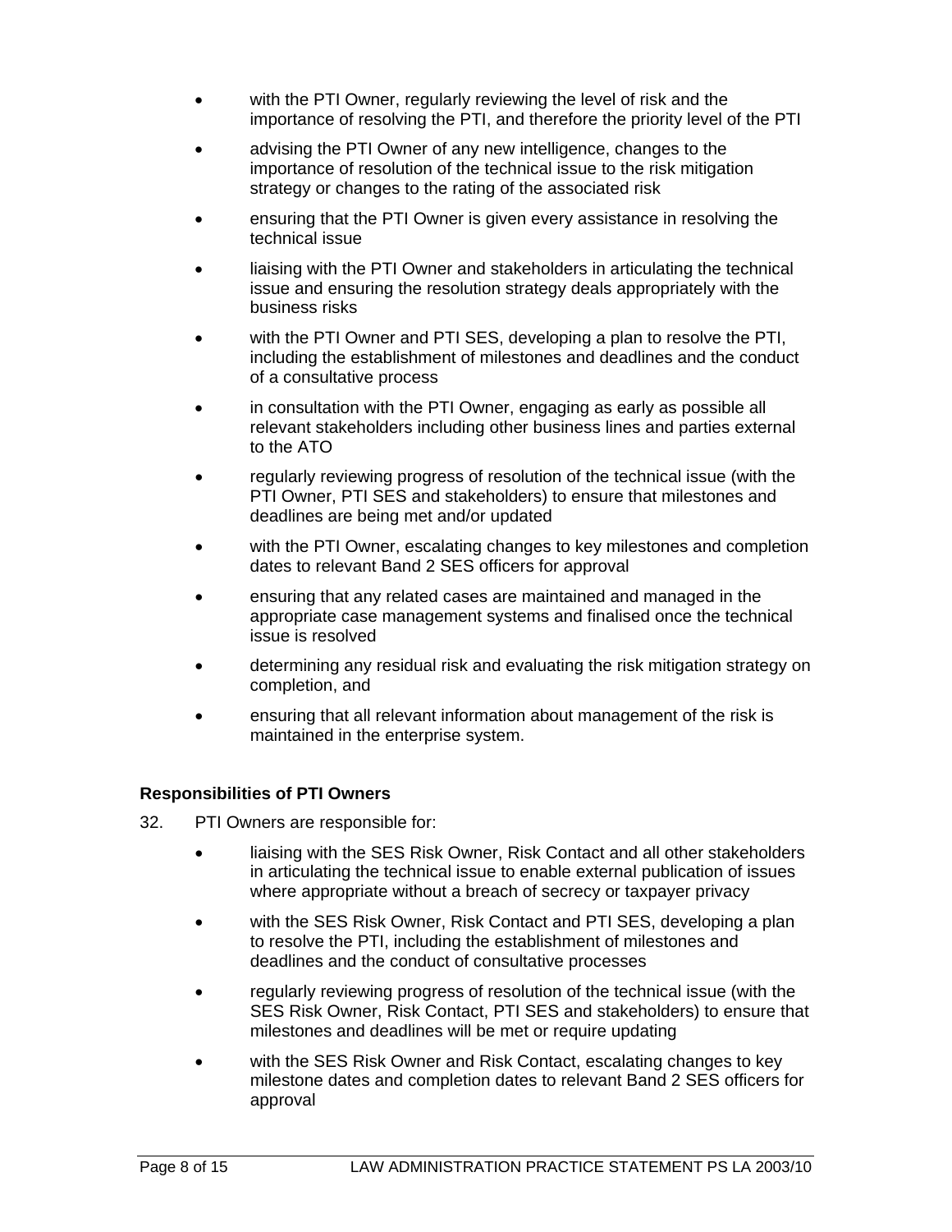- with the PTI Owner, regularly reviewing the level of risk and the importance of resolving the PTI, and therefore the priority level of the PTI
- advising the PTI Owner of any new intelligence, changes to the importance of resolution of the technical issue to the risk mitigation strategy or changes to the rating of the associated risk
- ensuring that the PTI Owner is given every assistance in resolving the technical issue
- liaising with the PTI Owner and stakeholders in articulating the technical issue and ensuring the resolution strategy deals appropriately with the business risks
- with the PTI Owner and PTI SES, developing a plan to resolve the PTI, including the establishment of milestones and deadlines and the conduct of a consultative process
- in consultation with the PTI Owner, engaging as early as possible all relevant stakeholders including other business lines and parties external to the ATO
- regularly reviewing progress of resolution of the technical issue (with the PTI Owner, PTI SES and stakeholders) to ensure that milestones and deadlines are being met and/or updated
- with the PTI Owner, escalating changes to key milestones and completion dates to relevant Band 2 SES officers for approval
- ensuring that any related cases are maintained and managed in the appropriate case management systems and finalised once the technical issue is resolved
- determining any residual risk and evaluating the risk mitigation strategy on completion, and
- ensuring that all relevant information about management of the risk is maintained in the enterprise system.

### Responsibilities of PTI Owners

32. PTI Owners are responsible for:

- liaising with the SES Risk Owner, Risk Contact and all other stakeholders in articulating the technical issue to enable external publication of issues where appropriate without a breach of secrecy or taxpayer privacy
- with the SES Risk Owner, Risk Contact and PTI SES, developing a plan to resolve the PTI, including the establishment of milestones and deadlines and the conduct of consultative processes
- regularly reviewing progress of resolution of the technical issue (with the SES Risk Owner, Risk Contact, PTI SES and stakeholders) to ensure that milestones and deadlines will be met or require updating
- with the SES Risk Owner and Risk Contact, escalating changes to key milestone dates and completion dates to relevant Band 2 SES officers for approval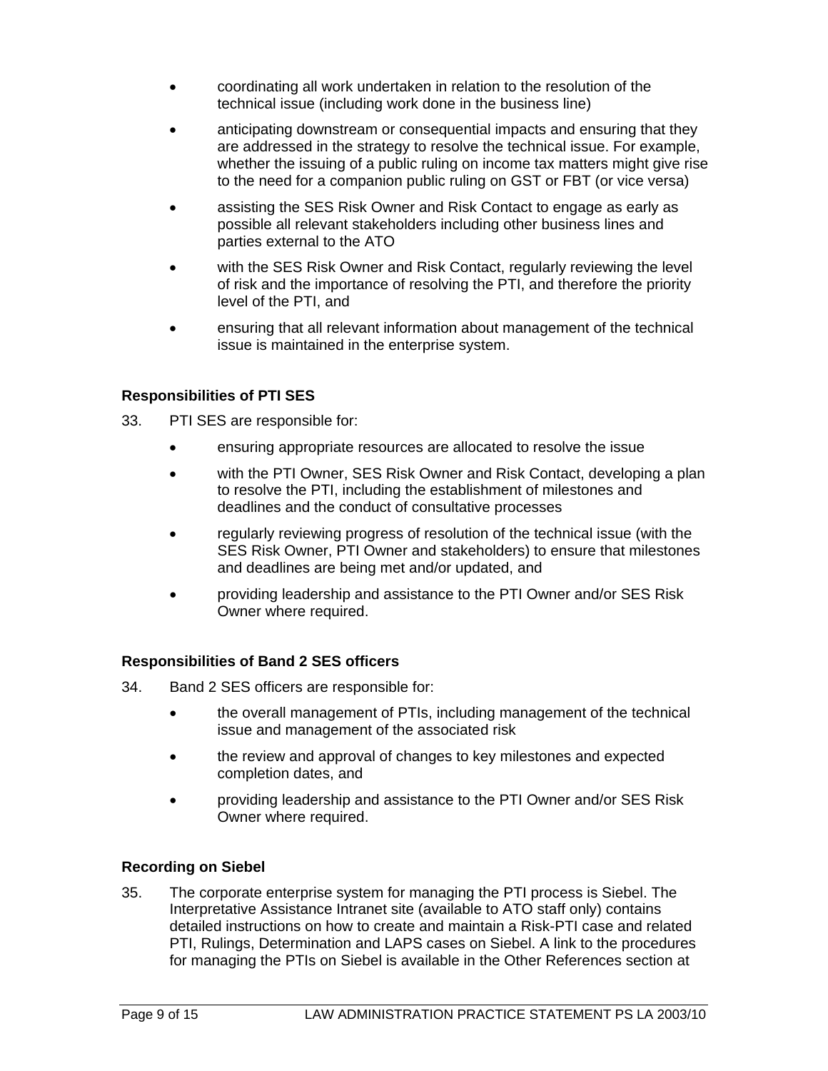- coordinating all work undertaken in relation to the resolution of the technical issue (including work done in the business line)
- anticipating downstream or consequential impacts and ensuring that they are addressed in the strategy to resolve the technical issue. For example, whether the issuing of a public ruling on income tax matters might give rise to the need for a companion public ruling on GST or FBT (or vice versa)
- assisting the SES Risk Owner and Risk Contact to engage as early as possible all relevant stakeholders including other business lines and parties external to the ATO
- with the SES Risk Owner and Risk Contact, regularly reviewing the level of risk and the importance of resolving the PTI, and therefore the priority level of the PTI, and
- ensuring that all relevant information about management of the technical issue is maintained in the enterprise system.

### Responsibilities of PTI SES

33. PTI SES are responsible for:

- ensuring appropriate resources are allocated to resolve the issue
- with the PTI Owner, SES Risk Owner and Risk Contact, developing a plan to resolve the PTI, including the establishment of milestones and deadlines and the conduct of consultative processes
- regularly reviewing progress of resolution of the technical issue (with the SES Risk Owner, PTI Owner and stakeholders) to ensure that milestones and deadlines are being met and/or updated, and
- providing leadership and assistance to the PTI Owner and/or SES Risk Owner where required.

### Responsibilities of Band 2 SES officers

34. Band 2 SES officers are responsible for:

- the overall management of PTIs, including management of the technical issue and management of the associated risk
- the review and approval of changes to key milestones and expected completion dates, and
- providing leadership and assistance to the PTI Owner and/or SES Risk Owner where required.

### Recording on Siebel

35. The corporate enterprise system for managing the PTI process is Siebel. The Interpretative Assistance Intranet site (available to ATO staff only) contains detailed instructions on how to create and maintain a Risk-PTI case and related PTI, Rulings, Determination and LAPS cases on Siebel. A link to the procedures for managing the PTIs on Siebel is available in the Other References section at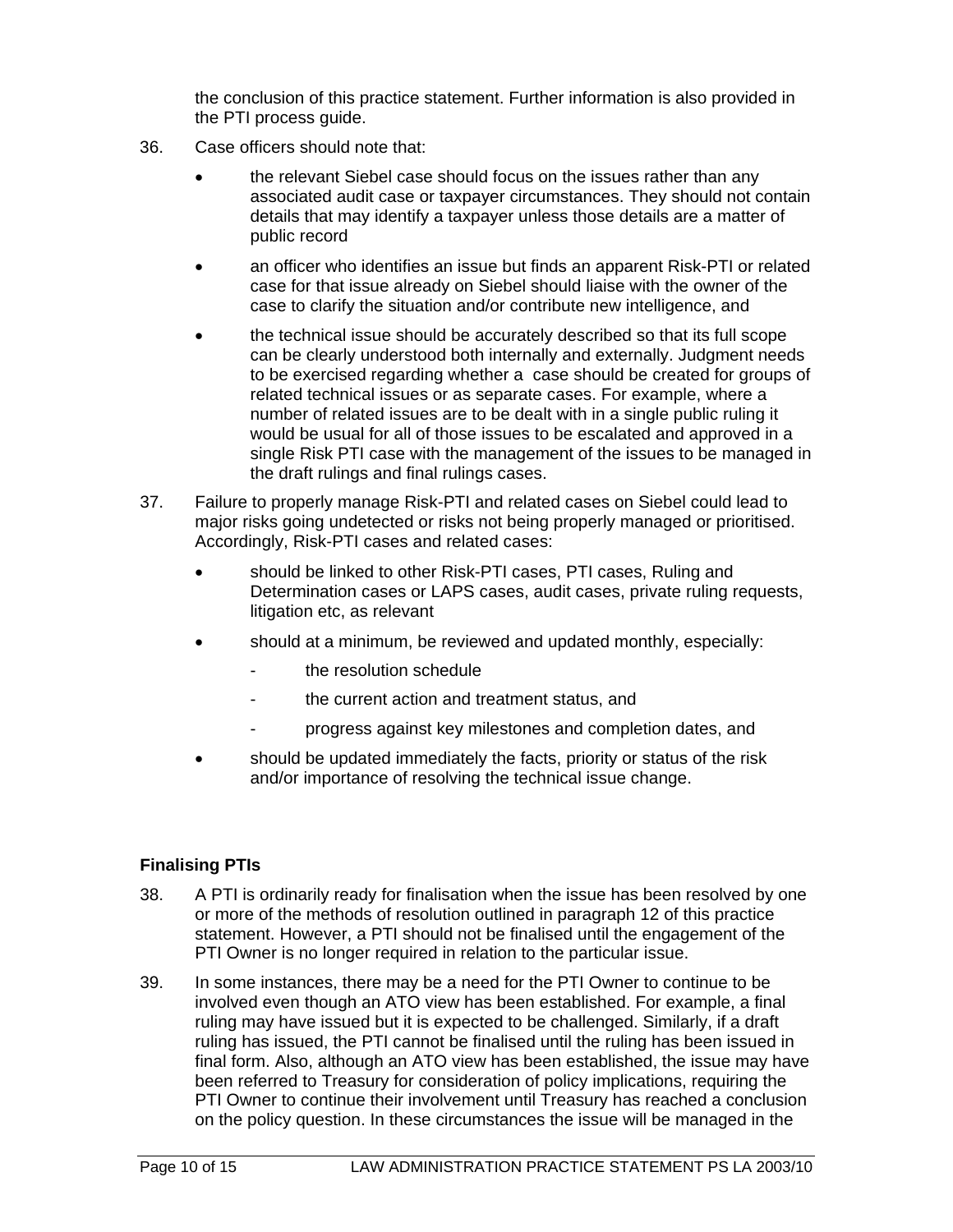the conclusion of this practice statement. Further information is also provided in the PTI process guide.

36. Case officers should note that:

- the relevant Siebel case should focus on the issues rather than any associated audit case or taxpayer circumstances. They should not contain details that may identify a taxpayer unless those details are a matter of public record
- an officer who identifies an issue but finds an apparent Risk-PTI or related case for that issue already on Siebel should liaise with the owner of the case to clarify the situation and/or contribute new intelligence, and
- the technical issue should be accurately described so that its full scope can be clearly understood both internally and externally. Judgment needs to be exercised regarding whether a case should be created for groups of related technical issues or as separate cases. For example, where a number of related issues are to be dealt with in a single public ruling it would be usual for all of those issues to be escalated and approved in a single Risk PTI case with the management of the issues to be managed in the draft rulings and final rulings cases.

37. Failure to properly manage Risk-PTI and related cases on Siebel could lead to major risks going undetected or risks not being properly managed or prioritised. Accordingly, Risk-PTI cases and related cases:

- should be linked to other Risk-PTI cases, PTI cases, Ruling and Determination cases or LAPS cases, audit cases, private ruling requests, litigation etc, as relevant
- should at a minimum, be reviewed and updated monthly, especially:
  - the resolution schedule
  - the current action and treatment status, and
  - progress against key milestones and completion dates, and
- should be updated immediately the facts, priority or status of the risk and/or importance of resolving the technical issue change.

### Finalising PTIs

38. A PTI is ordinarily ready for finalisation when the issue has been resolved by one or more of the methods of resolution outlined in paragraph 12 of this practice statement. However, a PTI should not be finalised until the engagement of the PTI Owner is no longer required in relation to the particular issue.

39. In some instances, there may be a need for the PTI Owner to continue to be involved even though an ATO view has been established. For example, a final ruling may have issued but it is expected to be challenged. Similarly, if a draft ruling has issued, the PTI cannot be finalised until the ruling has been issued in final form. Also, although an ATO view has been established, the issue may have been referred to Treasury for consideration of policy implications, requiring the PTI Owner to continue their involvement until Treasury has reached a conclusion on the policy question. In these circumstances the issue will be managed in the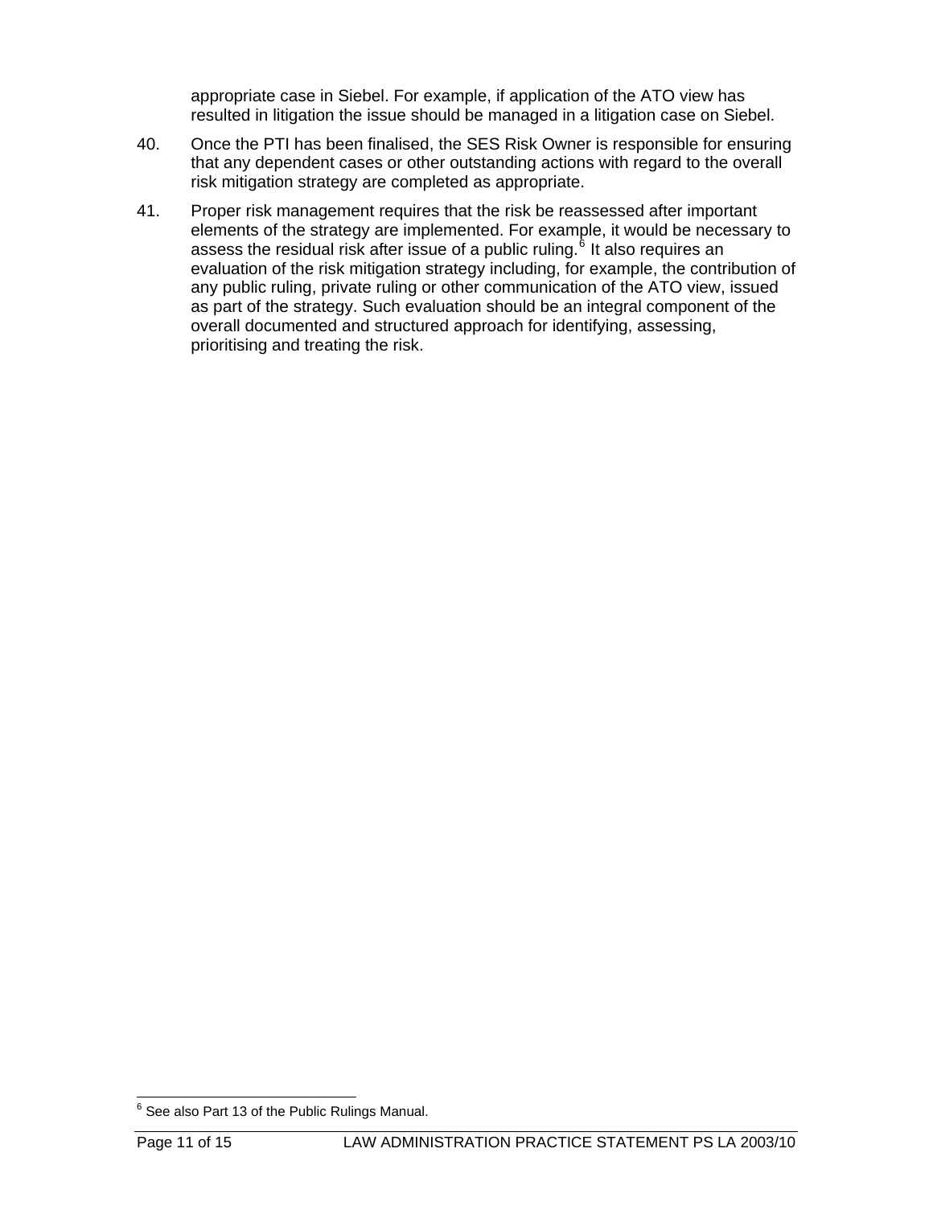appropriate case in Siebel. For example, if application of the ATO view has resulted in litigation the issue should be managed in a litigation case on Siebel.

40. Once the PTI has been finalised, the SES Risk Owner is responsible for ensuring that any dependent cases or other outstanding actions with regard to the overall risk mitigation strategy are completed as appropriate.

41. Proper risk management requires that the risk be reassessed after important elements of the strategy are implemented. For example, it would be necessary to assess the residual risk after issue of a public ruling.[6] It also requires an evaluation of the risk mitigation strategy including, for example, the contribution of any public ruling, private ruling or other communication of the ATO view, issued as part of the strategy. Such evaluation should be an integral component of the overall documented and structured approach for identifying, assessing, prioritising and treating the risk.

---

[6] See also Part 13 of the Public Rulings Manual.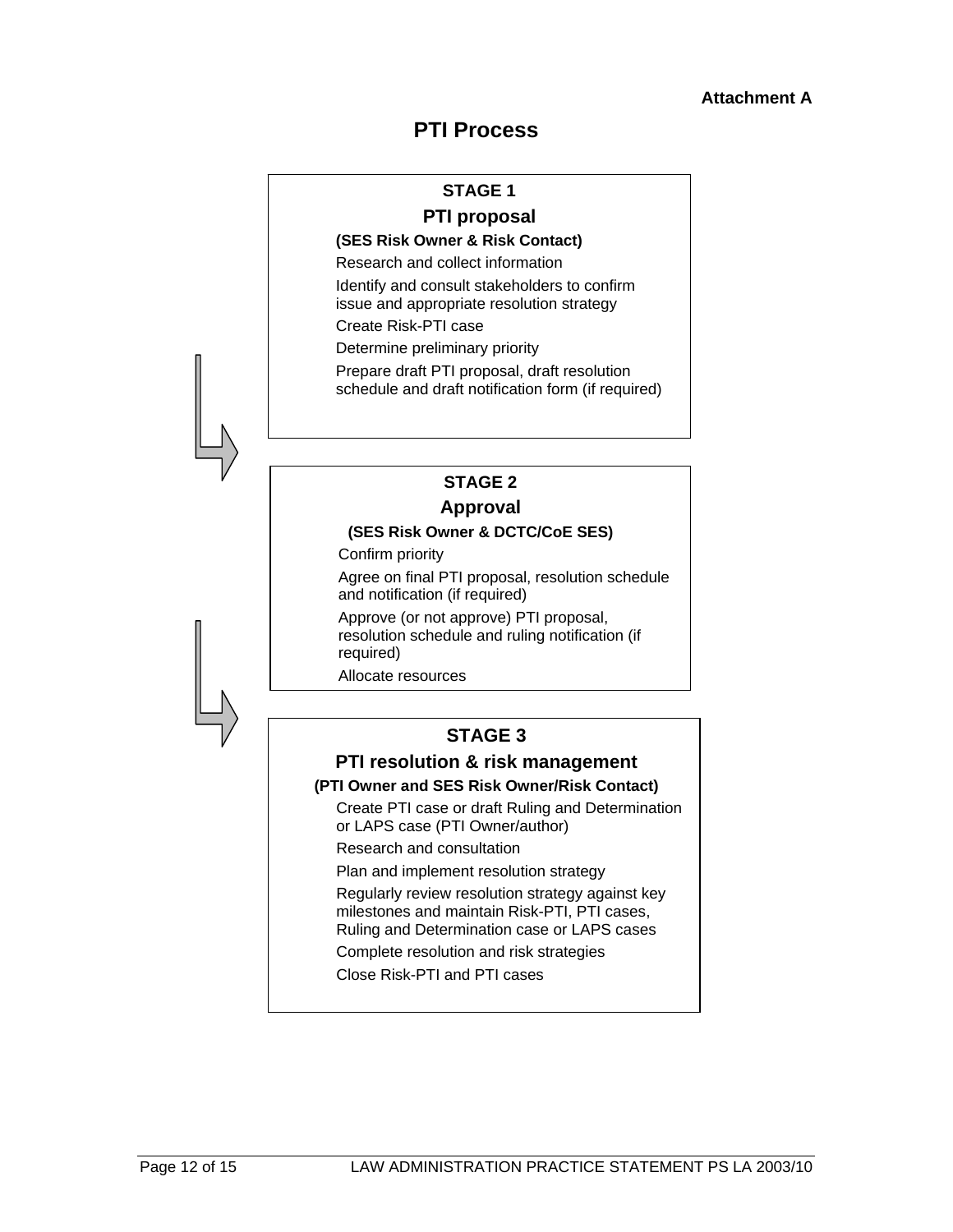**Attachment A**

# PTI Process

## STAGE 1

### PTI proposal

**(SES Risk Owner & Risk Contact)**

Research and collect information

Identify and consult stakeholders to confirm issue and appropriate resolution strategy

Create Risk-PTI case

Determine preliminary priority

Prepare draft PTI proposal, draft resolution schedule and draft notification form (if required)

## STAGE 2

### Approval

**(SES Risk Owner & DCTC/CoE SES)**

Confirm priority

Agree on final PTI proposal, resolution schedule and notification (if required)

Approve (or not approve) PTI proposal, resolution schedule and ruling notification (if required)

Allocate resources

## STAGE 3

### PTI resolution & risk management

**(PTI Owner and SES Risk Owner/Risk Contact)**

Create PTI case or draft Ruling and Determination or LAPS case (PTI Owner/author)

Research and consultation

Plan and implement resolution strategy

Regularly review resolution strategy against key milestones and maintain Risk-PTI, PTI cases, Ruling and Determination case or LAPS cases

Complete resolution and risk strategies

Close Risk-PTI and PTI cases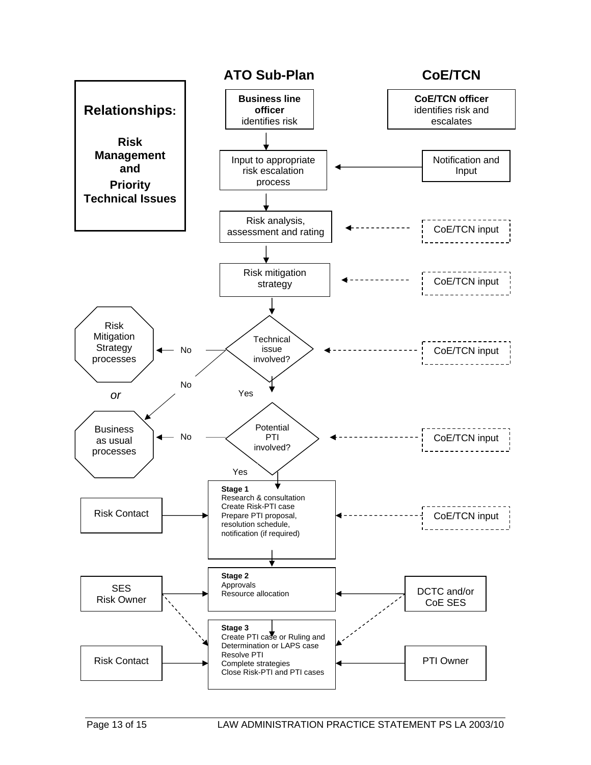# Relationships: Risk Management and Priority Technical Issues

**ATO Sub-Plan** | **CoE/TCN**

**Business line officer** identifies risk

**CoE/TCN officer** identifies risk and escalates

Input to appropriate risk escalation process ← Notification and Input

Risk analysis, assessment and rating ← CoE/TCN input

Risk mitigation strategy ← CoE/TCN input

Technical issue involved? ← CoE/TCN input

- No → Risk Mitigation Strategy processes *or* Business as usual processes
- Yes ↓

Potential PTI involved? ← CoE/TCN input

- No → Business as usual processes
- Yes ↓

**Stage 1**
Research & consultation
Create Risk-PTI case
Prepare PTI proposal, resolution schedule, notification (if required)

Risk Contact → Stage 1 ← CoE/TCN input

**Stage 2**
Approvals
Resource allocation

SES Risk Owner → Stage 2 ← DCTC and/or CoE SES

**Stage 3**
Create PTI case or Ruling and Determination or LAPS case
Resolve PTI
Complete strategies
Close Risk-PTI and PTI cases

Risk Contact → Stage 3 ← PTI Owner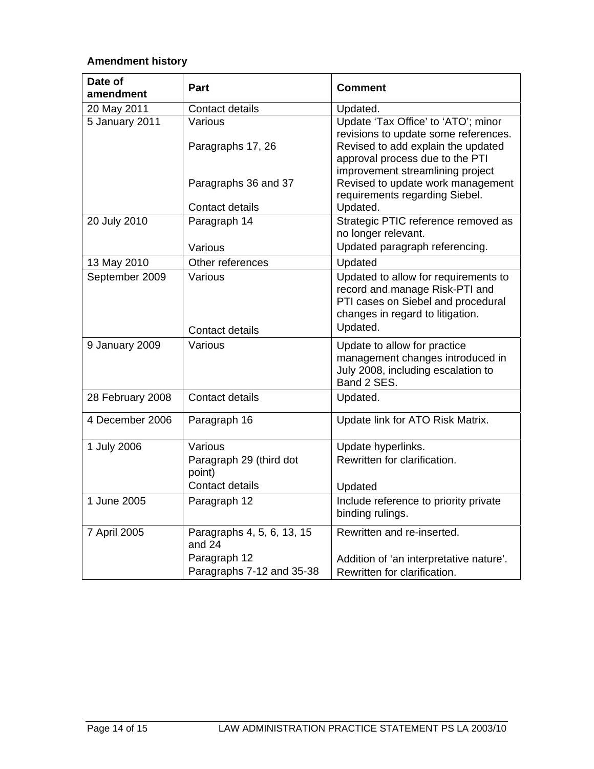**Amendment history**

| Date of amendment | Part | Comment |
|---|---|---|
| 20 May 2011 | Contact details | Updated. |
| 5 January 2011 | Various<br>Paragraphs 17, 26<br>Paragraphs 36 and 37<br>Contact details | Update 'Tax Office' to 'ATO'; minor revisions to update some references.<br>Revised to add explain the updated approval process due to the PTI improvement streamlining project<br>Revised to update work management requirements regarding Siebel.<br>Updated. |
| 20 July 2010 | Paragraph 14<br>Various | Strategic PTIC reference removed as no longer relevant.<br>Updated paragraph referencing. |
| 13 May 2010 | Other references | Updated |
| September 2009 | Various<br>Contact details | Updated to allow for requirements to record and manage Risk-PTI and PTI cases on Siebel and procedural changes in regard to litigation.<br>Updated. |
| 9 January 2009 | Various | Update to allow for practice management changes introduced in July 2008, including escalation to Band 2 SES. |
| 28 February 2008 | Contact details | Updated. |
| 4 December 2006 | Paragraph 16 | Update link for ATO Risk Matrix. |
| 1 July 2006 | Various<br>Paragraph 29 (third dot point)<br>Contact details | Update hyperlinks.<br>Rewritten for clarification.<br>Updated |
| 1 June 2005 | Paragraph 12 | Include reference to priority private binding rulings. |
| 7 April 2005 | Paragraphs 4, 5, 6, 13, 15 and 24<br>Paragraph 12<br>Paragraphs 7-12 and 35-38 | Rewritten and re-inserted.<br>Addition of 'an interpretative nature'.<br>Rewritten for clarification. |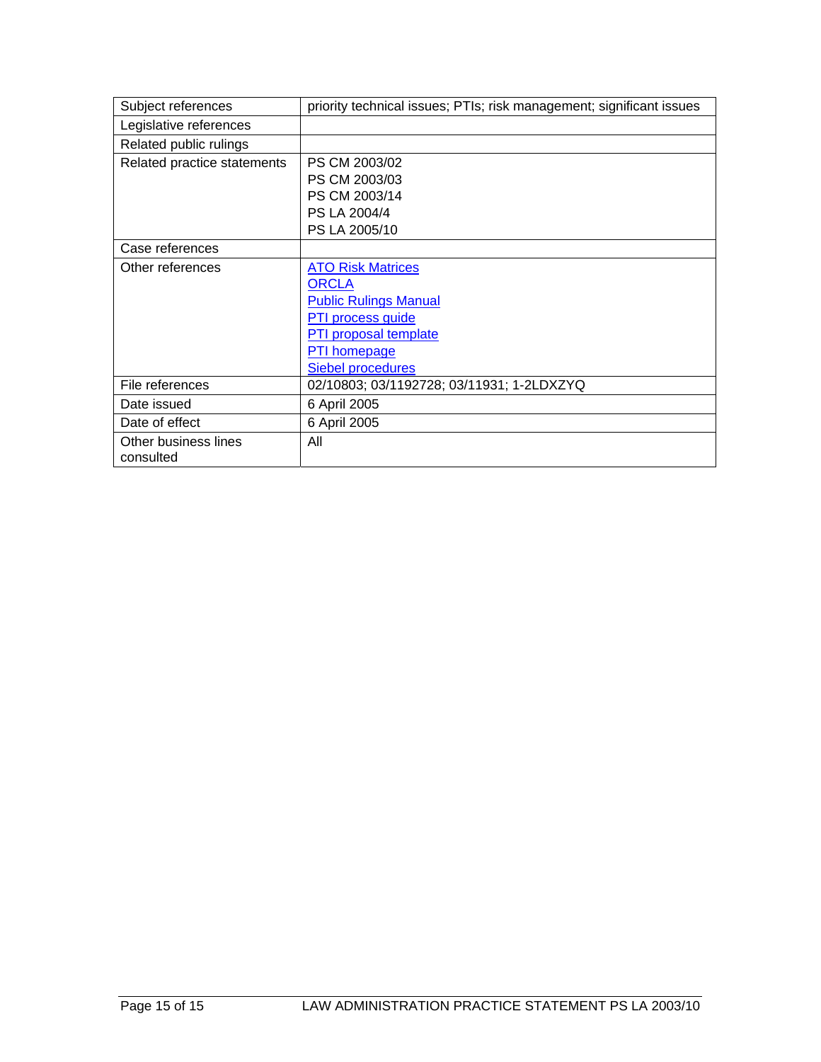| | |
|---|---|
| Subject references | priority technical issues; PTIs; risk management; significant issues |
| Legislative references | |
| Related public rulings | |
| Related practice statements | PS CM 2003/02<br>PS CM 2003/03<br>PS CM 2003/14<br>PS LA 2004/4<br>PS LA 2005/10 |
| Case references | |
| Other references | ATO Risk Matrices<br>ORCLA<br>Public Rulings Manual<br>PTI process guide<br>PTI proposal template<br>PTI homepage<br>Siebel procedures |
| File references | 02/10803; 03/1192728; 03/11931; 1-2LDXZYQ |
| Date issued | 6 April 2005 |
| Date of effect | 6 April 2005 |
| Other business lines consulted | All |